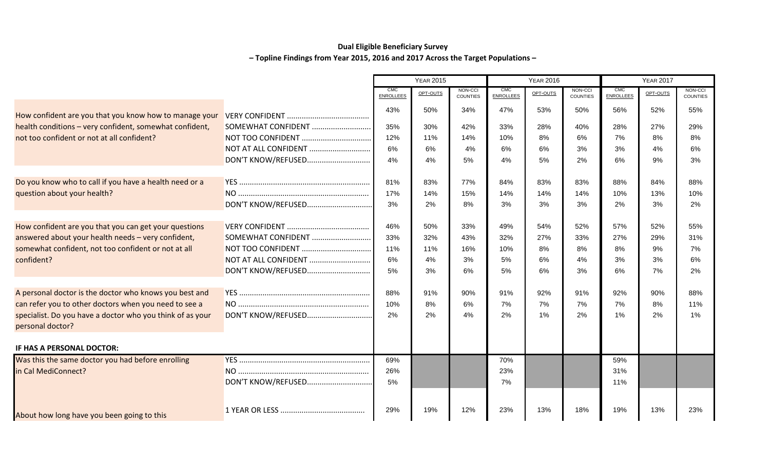**Dual Eligible Beneficiary Survey**

**– Topline Findings from Year 2015, 2016 and 2017 Across the Target Populations –**

| | | Year 2015 | | | Year 2016 | | | Year 2017 | | |
|---|---|---|---|---|---|---|---|---|---|---|
| | | CMC Enrollees | Opt-Outs | Non-CCI Counties | CMC Enrollees | Opt-Outs | Non-CCI Counties | CMC Enrollees | Opt-Outs | Non-CCI Counties |
| How confident are you that you know how to manage your health conditions – very confident, somewhat confident, not too confident or not at all confident? | VERY CONFIDENT | 43% | 50% | 34% | 47% | 53% | 50% | 56% | 52% | 55% |
| | SOMEWHAT CONFIDENT | 35% | 30% | 42% | 33% | 28% | 40% | 28% | 27% | 29% |
| | NOT TOO CONFIDENT | 12% | 11% | 14% | 10% | 8% | 6% | 7% | 8% | 8% |
| | NOT AT ALL CONFIDENT | 6% | 6% | 4% | 6% | 6% | 3% | 3% | 4% | 6% |
| | DON'T KNOW/REFUSED | 4% | 4% | 5% | 4% | 5% | 2% | 6% | 9% | 3% |
| Do you know who to call if you have a health need or a question about your health? | YES | 81% | 83% | 77% | 84% | 83% | 83% | 88% | 84% | 88% |
| | NO | 17% | 14% | 15% | 14% | 14% | 14% | 10% | 13% | 10% |
| | DON'T KNOW/REFUSED | 3% | 2% | 8% | 3% | 3% | 3% | 2% | 3% | 2% |
| How confident are you that you can get your questions answered about your health needs – very confident, somewhat confident, not too confident or not at all confident? | VERY CONFIDENT | 46% | 50% | 33% | 49% | 54% | 52% | 57% | 52% | 55% |
| | SOMEWHAT CONFIDENT | 33% | 32% | 43% | 32% | 27% | 33% | 27% | 29% | 31% |
| | NOT TOO CONFIDENT | 11% | 11% | 16% | 10% | 8% | 8% | 8% | 9% | 7% |
| | NOT AT ALL CONFIDENT | 6% | 4% | 3% | 5% | 6% | 4% | 3% | 3% | 6% |
| | DON'T KNOW/REFUSED | 5% | 3% | 6% | 5% | 6% | 3% | 6% | 7% | 2% |
| A personal doctor is the doctor who knows you best and can refer you to other doctors when you need to see a specialist. Do you have a doctor who you think of as your personal doctor? | YES | 88% | 91% | 90% | 91% | 92% | 91% | 92% | 90% | 88% |
| | NO | 10% | 8% | 6% | 7% | 7% | 7% | 7% | 8% | 11% |
| | DON'T KNOW/REFUSED | 2% | 2% | 4% | 2% | 1% | 2% | 1% | 2% | 1% |
| **IF HAS A PERSONAL DOCTOR:** | | | | | | | | | | |
| Was this the same doctor you had before enrolling in Cal MediConnect? | YES | 69% | | | 70% | | | 59% | | |
| | NO | 26% | | | 23% | | | 31% | | |
| | DON'T KNOW/REFUSED | 5% | | | 7% | | | 11% | | |
| About how long have you been going to this | 1 YEAR OR LESS | 29% | 19% | 12% | 23% | 13% | 18% | 19% | 13% | 23% |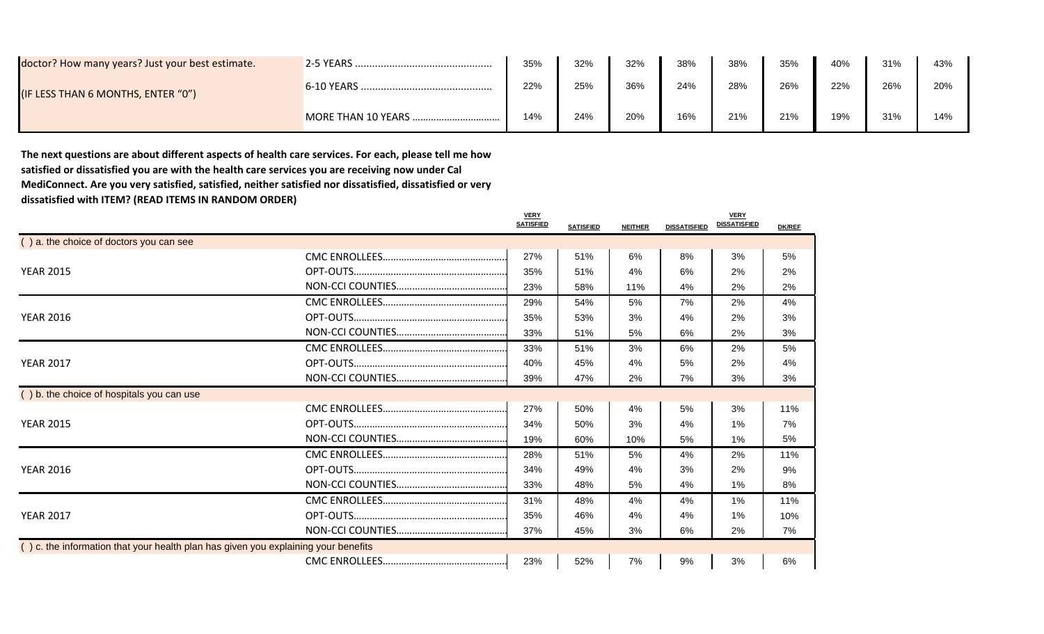| | | | | | | | | | | |
|---|---|---|---|---|---|---|---|---|---|---|
| doctor? How many years? Just your best estimate. | 2-5 YEARS ............................................... | 35% | 32% | 32% | 38% | 38% | 35% | 40% | 31% | 43% |
| (IF LESS THAN 6 MONTHS, ENTER "0") | 6-10 YEARS ............................................. | 22% | 25% | 36% | 24% | 28% | 26% | 22% | 26% | 20% |
| | MORE THAN 10 YEARS ................................ | 14% | 24% | 20% | 16% | 21% | 21% | 19% | 31% | 14% |

**The next questions are about different aspects of health care services. For each, please tell me how satisfied or dissatisfied you are with the health care services you are receiving now under Cal MediConnect. Are you very satisfied, satisfied, neither satisfied nor dissatisfied, dissatisfied or very dissatisfied with ITEM? (READ ITEMS IN RANDOM ORDER)**

| | | VERY SATISFIED | SATISFIED | NEITHER | DISSATISFIED | VERY DISSATISFIED | DK/REF |
|---|---|---|---|---|---|---|---|
| ( ) a. the choice of doctors you can see | | | | | | | |
| | CMC ENROLLEES.............................................. | 27% | 51% | 6% | 8% | 3% | 5% |
| YEAR 2015 | OPT-OUTS.......................................................... | 35% | 51% | 4% | 6% | 2% | 2% |
| | NON-CCI COUNTIES......................................... | 23% | 58% | 11% | 4% | 2% | 2% |
| | CMC ENROLLEES.............................................. | 29% | 54% | 5% | 7% | 2% | 4% |
| YEAR 2016 | OPT-OUTS.......................................................... | 35% | 53% | 3% | 4% | 2% | 3% |
| | NON-CCI COUNTIES......................................... | 33% | 51% | 5% | 6% | 2% | 3% |
| | CMC ENROLLEES.............................................. | 33% | 51% | 3% | 6% | 2% | 5% |
| YEAR 2017 | OPT-OUTS.......................................................... | 40% | 45% | 4% | 5% | 2% | 4% |
| | NON-CCI COUNTIES......................................... | 39% | 47% | 2% | 7% | 3% | 3% |
| ( ) b. the choice of hospitals you can use | | | | | | | |
| | CMC ENROLLEES.............................................. | 27% | 50% | 4% | 5% | 3% | 11% |
| YEAR 2015 | OPT-OUTS.......................................................... | 34% | 50% | 3% | 4% | 1% | 7% |
| | NON-CCI COUNTIES......................................... | 19% | 60% | 10% | 5% | 1% | 5% |
| | CMC ENROLLEES.............................................. | 28% | 51% | 5% | 4% | 2% | 11% |
| YEAR 2016 | OPT-OUTS.......................................................... | 34% | 49% | 4% | 3% | 2% | 9% |
| | NON-CCI COUNTIES......................................... | 33% | 48% | 5% | 4% | 1% | 8% |
| | CMC ENROLLEES.............................................. | 31% | 48% | 4% | 4% | 1% | 11% |
| YEAR 2017 | OPT-OUTS.......................................................... | 35% | 46% | 4% | 4% | 1% | 10% |
| | NON-CCI COUNTIES......................................... | 37% | 45% | 3% | 6% | 2% | 7% |
| ( ) c. the information that your health plan has given you explaining your benefits | | | | | | | |
| | CMC ENROLLEES.............................................. | 23% | 52% | 7% | 9% | 3% | 6% |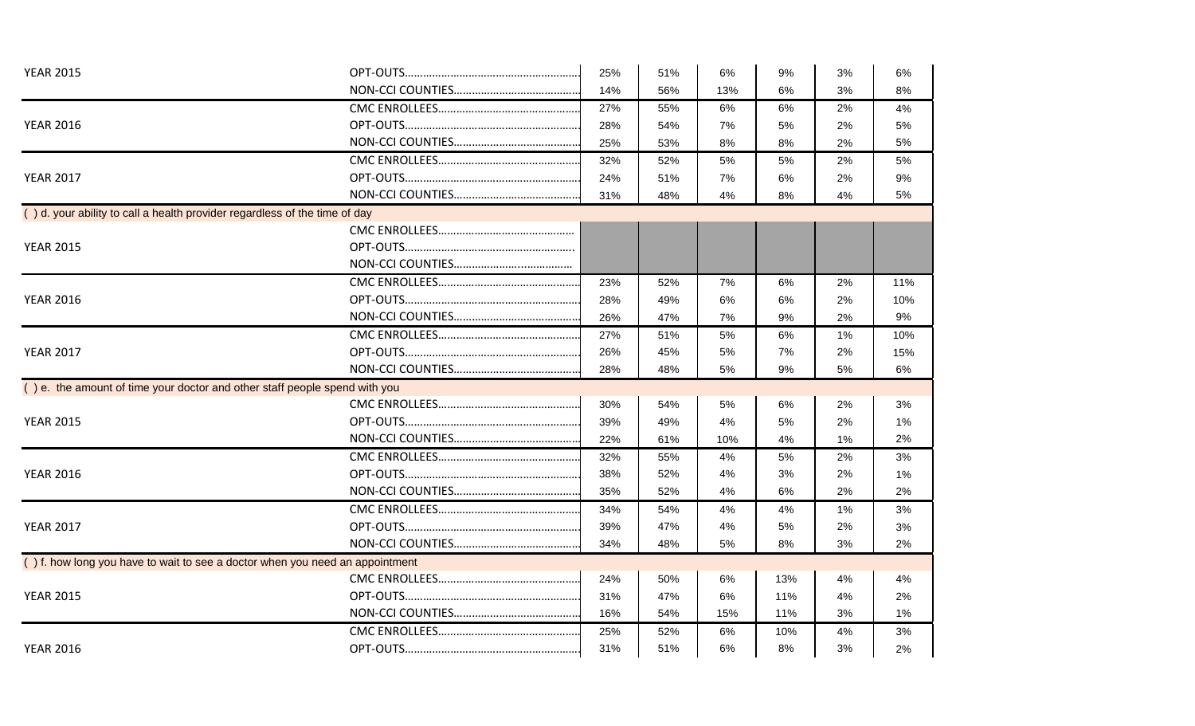| | | | | | | | |
|---|---|---|---|---|---|---|---|
| YEAR 2015 | OPT-OUTS......................................................... | 25% | 51% | 6% | 9% | 3% | 6% |
| | NON-CCI COUNTIES......................................... | 14% | 56% | 13% | 6% | 3% | 8% |
| | CMC ENROLLEES.............................................. | 27% | 55% | 6% | 6% | 2% | 4% |
| YEAR 2016 | OPT-OUTS......................................................... | 28% | 54% | 7% | 5% | 2% | 5% |
| | NON-CCI COUNTIES......................................... | 25% | 53% | 8% | 8% | 2% | 5% |
| | CMC ENROLLEES.............................................. | 32% | 52% | 5% | 5% | 2% | 5% |
| YEAR 2017 | OPT-OUTS......................................................... | 24% | 51% | 7% | 6% | 2% | 9% |
| | NON-CCI COUNTIES......................................... | 31% | 48% | 4% | 8% | 4% | 5% |
| ( ) d. your ability to call a health provider regardless of the time of day | | | | | | | |
| | CMC ENROLLEES.............................................. | | | | | | |
| YEAR 2015 | OPT-OUTS......................................................... | | | | | | |
| | NON-CCI COUNTIES......................................... | | | | | | |
| | CMC ENROLLEES.............................................. | 23% | 52% | 7% | 6% | 2% | 11% |
| YEAR 2016 | OPT-OUTS......................................................... | 28% | 49% | 6% | 6% | 2% | 10% |
| | NON-CCI COUNTIES......................................... | 26% | 47% | 7% | 9% | 2% | 9% |
| | CMC ENROLLEES.............................................. | 27% | 51% | 5% | 6% | 1% | 10% |
| YEAR 2017 | OPT-OUTS......................................................... | 26% | 45% | 5% | 7% | 2% | 15% |
| | NON-CCI COUNTIES......................................... | 28% | 48% | 5% | 9% | 5% | 6% |
| ( ) e. the amount of time your doctor and other staff people spend with you | | | | | | | |
| | CMC ENROLLEES.............................................. | 30% | 54% | 5% | 6% | 2% | 3% |
| YEAR 2015 | OPT-OUTS......................................................... | 39% | 49% | 4% | 5% | 2% | 1% |
| | NON-CCI COUNTIES......................................... | 22% | 61% | 10% | 4% | 1% | 2% |
| | CMC ENROLLEES.............................................. | 32% | 55% | 4% | 5% | 2% | 3% |
| YEAR 2016 | OPT-OUTS......................................................... | 38% | 52% | 4% | 3% | 2% | 1% |
| | NON-CCI COUNTIES......................................... | 35% | 52% | 4% | 6% | 2% | 2% |
| | CMC ENROLLEES.............................................. | 34% | 54% | 4% | 4% | 1% | 3% |
| YEAR 2017 | OPT-OUTS......................................................... | 39% | 47% | 4% | 5% | 2% | 3% |
| | NON-CCI COUNTIES......................................... | 34% | 48% | 5% | 8% | 3% | 2% |
| ( ) f. how long you have to wait to see a doctor when you need an appointment | | | | | | | |
| | CMC ENROLLEES.............................................. | 24% | 50% | 6% | 13% | 4% | 4% |
| YEAR 2015 | OPT-OUTS......................................................... | 31% | 47% | 6% | 11% | 4% | 2% |
| | NON-CCI COUNTIES......................................... | 16% | 54% | 15% | 11% | 3% | 1% |
| | CMC ENROLLEES.............................................. | 25% | 52% | 6% | 10% | 4% | 3% |
| YEAR 2016 | OPT-OUTS......................................................... | 31% | 51% | 6% | 8% | 3% | 2% |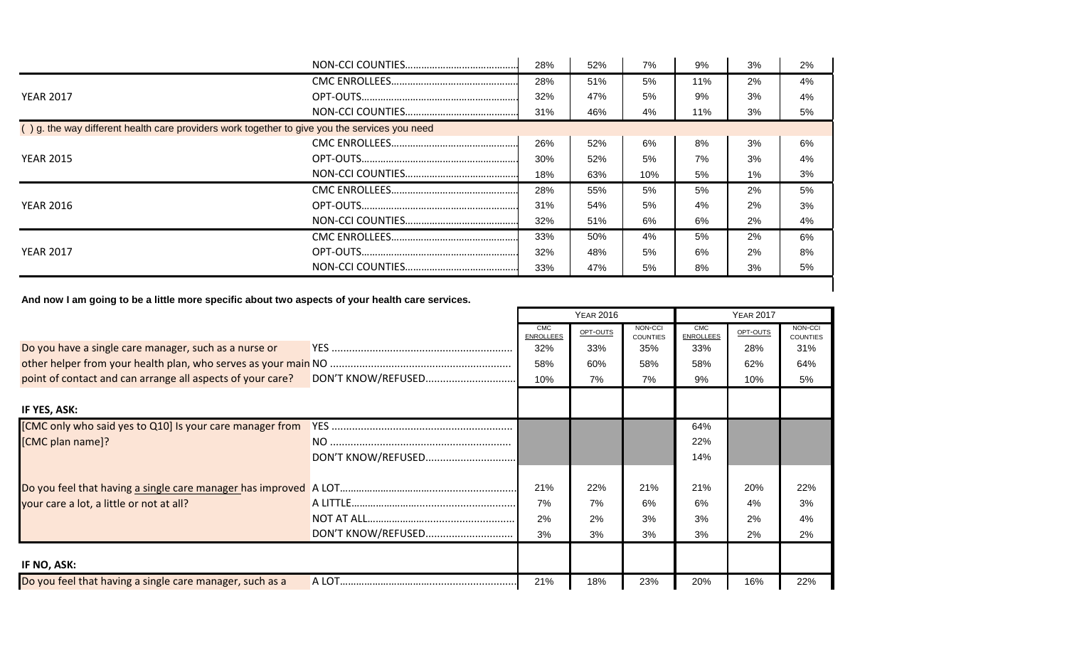| | | | | | | | |
|---|---|---|---|---|---|---|---|
| | NON-CCI COUNTIES | 28% | 52% | 7% | 9% | 3% | 2% |
| YEAR 2017 | CMC ENROLLEES | 28% | 51% | 5% | 11% | 2% | 4% |
| | OPT-OUTS | 32% | 47% | 5% | 9% | 3% | 4% |
| | NON-CCI COUNTIES | 31% | 46% | 4% | 11% | 3% | 5% |
| ( ) g. the way different health care providers work together to give you the services you need | | | | | | | |
| YEAR 2015 | CMC ENROLLEES | 26% | 52% | 6% | 8% | 3% | 6% |
| | OPT-OUTS | 30% | 52% | 5% | 7% | 3% | 4% |
| | NON-CCI COUNTIES | 18% | 63% | 10% | 5% | 1% | 3% |
| YEAR 2016 | CMC ENROLLEES | 28% | 55% | 5% | 5% | 2% | 5% |
| | OPT-OUTS | 31% | 54% | 5% | 4% | 2% | 3% |
| | NON-CCI COUNTIES | 32% | 51% | 6% | 6% | 2% | 4% |
| YEAR 2017 | CMC ENROLLEES | 33% | 50% | 4% | 5% | 2% | 6% |
| | OPT-OUTS | 32% | 48% | 5% | 6% | 2% | 8% |
| | NON-CCI COUNTIES | 33% | 47% | 5% | 8% | 3% | 5% |

**And now I am going to be a little more specific about two aspects of your health care services.**

| | | YEAR 2016 | | | YEAR 2017 | | |
|---|---|---|---|---|---|---|---|
| | | CMC ENROLLEES | OPT-OUTS | NON-CCI COUNTIES | CMC ENROLLEES | OPT-OUTS | NON-CCI COUNTIES |
| Do you have a single care manager, such as a nurse or other helper from your health plan, who serves as your main point of contact and can arrange all aspects of your care? | YES | 32% | 33% | 35% | 33% | 28% | 31% |
| | NO | 58% | 60% | 58% | 58% | 62% | 64% |
| | DON'T KNOW/REFUSED | 10% | 7% | 7% | 9% | 10% | 5% |
| **IF YES, ASK:** | | | | | | | |
| [CMC only who said yes to Q10] Is your care manager from [CMC plan name]? | YES | | | | 64% | | |
| | NO | | | | 22% | | |
| | DON'T KNOW/REFUSED | | | | 14% | | |
| Do you feel that having a single care manager has improved your care a lot, a little or not at all? | A LOT | 21% | 22% | 21% | 21% | 20% | 22% |
| | A LITTLE | 7% | 7% | 6% | 6% | 4% | 3% |
| | NOT AT ALL | 2% | 2% | 3% | 3% | 2% | 4% |
| | DON'T KNOW/REFUSED | 3% | 3% | 3% | 3% | 2% | 2% |
| **IF NO, ASK:** | | | | | | | |
| Do you feel that having a single care manager, such as a | A LOT | 21% | 18% | 23% | 20% | 16% | 22% |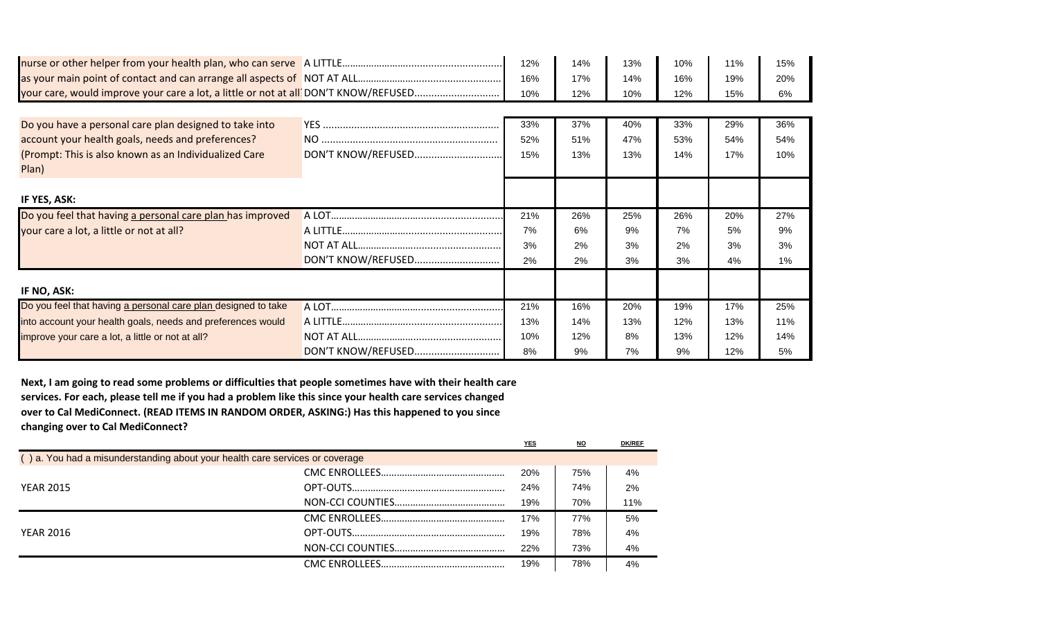| | | | | | | | |
|---|---|---|---|---|---|---|---|
| nurse or other helper from your health plan, who can serve | A LITTLE | 12% | 14% | 13% | 10% | 11% | 15% |
| as your main point of contact and can arrange all aspects of | NOT AT ALL | 16% | 17% | 14% | 16% | 19% | 20% |
| your care, would improve your care a lot, a little or not at all | DON'T KNOW/REFUSED | 10% | 12% | 10% | 12% | 15% | 6% |

| | | | | | | | |
|---|---|---|---|---|---|---|---|
| Do you have a personal care plan designed to take into account your health goals, needs and preferences? (Prompt: This is also known as an Individualized Care Plan) | YES | 33% | 37% | 40% | 33% | 29% | 36% |
| | NO | 52% | 51% | 47% | 53% | 54% | 54% |
| | DON'T KNOW/REFUSED | 15% | 13% | 13% | 14% | 17% | 10% |
| **IF YES, ASK:** | | | | | | | |
| Do you feel that having a personal care plan has improved your care a lot, a little or not at all? | A LOT | 21% | 26% | 25% | 26% | 20% | 27% |
| | A LITTLE | 7% | 6% | 9% | 7% | 5% | 9% |
| | NOT AT ALL | 3% | 2% | 3% | 2% | 3% | 3% |
| | DON'T KNOW/REFUSED | 2% | 2% | 3% | 3% | 4% | 1% |
| **IF NO, ASK:** | | | | | | | |
| Do you feel that having a personal care plan designed to take into account your health goals, needs and preferences would improve your care a lot, a little or not at all? | A LOT | 21% | 16% | 20% | 19% | 17% | 25% |
| | A LITTLE | 13% | 14% | 13% | 12% | 13% | 11% |
| | NOT AT ALL | 10% | 12% | 8% | 13% | 12% | 14% |
| | DON'T KNOW/REFUSED | 8% | 9% | 7% | 9% | 12% | 5% |

**Next, I am going to read some problems or difficulties that people sometimes have with their health care services. For each, please tell me if you had a problem like this since your health care services changed over to Cal MediConnect. (READ ITEMS IN RANDOM ORDER, ASKING:) Has this happened to you since changing over to Cal MediConnect?**

| | | YES | NO | DK/REF |
|---|---|---|---|---|
| ( ) a. You had a misunderstanding about your health care services or coverage | | | | |
| YEAR 2015 | CMC ENROLLEES | 20% | 75% | 4% |
| | OPT-OUTS | 24% | 74% | 2% |
| | NON-CCI COUNTIES | 19% | 70% | 11% |
| YEAR 2016 | CMC ENROLLEES | 17% | 77% | 5% |
| | OPT-OUTS | 19% | 78% | 4% |
| | NON-CCI COUNTIES | 22% | 73% | 4% |
| | CMC ENROLLEES | 19% | 78% | 4% |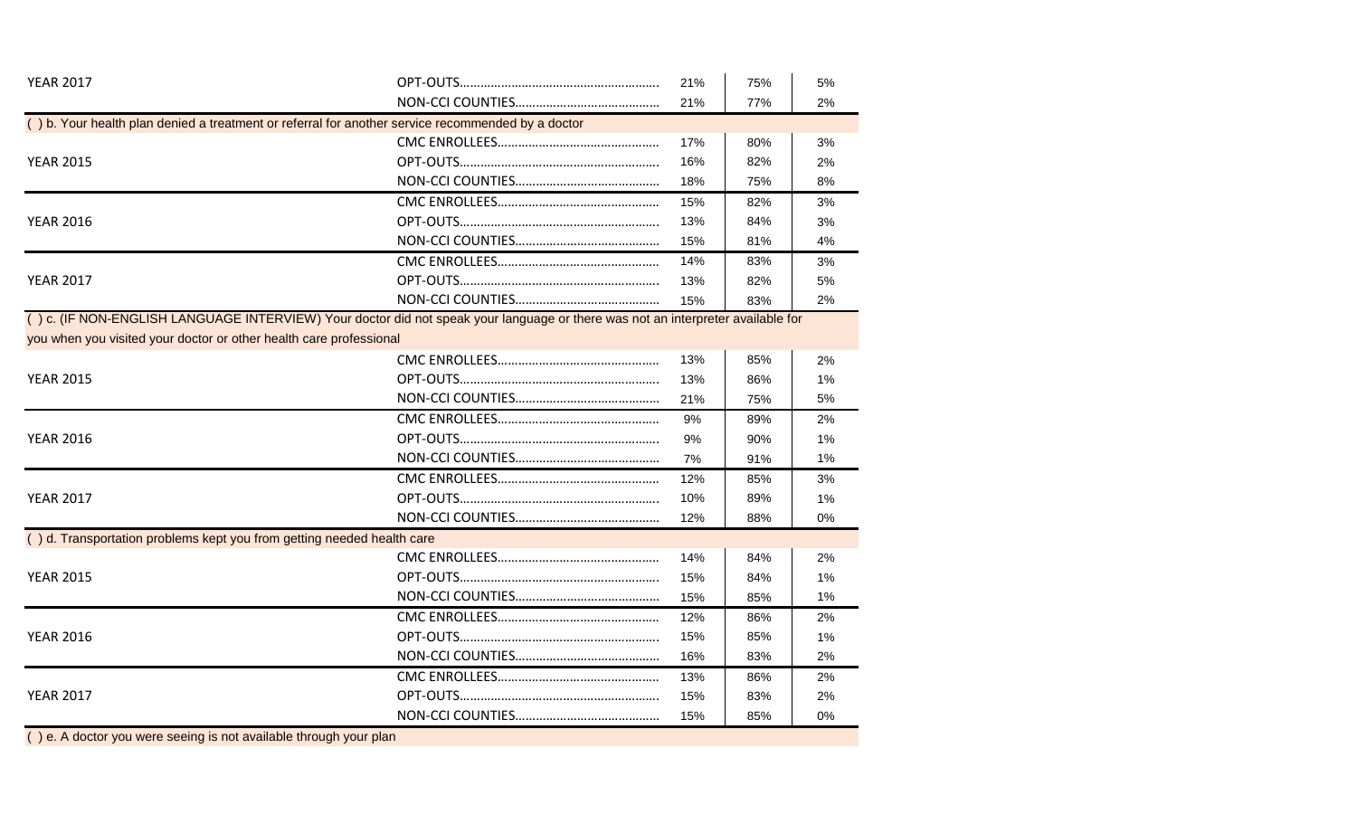| | | | | |
|---|---|---|---|---|
| YEAR 2017 | OPT-OUTS........................................................ | 21% | 75% | 5% |
| | NON-CCI COUNTIES........................................ | 21% | 77% | 2% |
| ( ) b. Your health plan denied a treatment or referral for another service recommended by a doctor | | | | |
| | CMC ENROLLEES.............................................. | 17% | 80% | 3% |
| YEAR 2015 | OPT-OUTS........................................................ | 16% | 82% | 2% |
| | NON-CCI COUNTIES........................................ | 18% | 75% | 8% |
| | CMC ENROLLEES.............................................. | 15% | 82% | 3% |
| YEAR 2016 | OPT-OUTS........................................................ | 13% | 84% | 3% |
| | NON-CCI COUNTIES........................................ | 15% | 81% | 4% |
| | CMC ENROLLEES.............................................. | 14% | 83% | 3% |
| YEAR 2017 | OPT-OUTS........................................................ | 13% | 82% | 5% |
| | NON-CCI COUNTIES........................................ | 15% | 83% | 2% |
| ( ) c. (IF NON-ENGLISH LANGUAGE INTERVIEW) Your doctor did not speak your language or there was not an interpreter available for you when you visited your doctor or other health care professional | | | | |
| | CMC ENROLLEES.............................................. | 13% | 85% | 2% |
| YEAR 2015 | OPT-OUTS........................................................ | 13% | 86% | 1% |
| | NON-CCI COUNTIES........................................ | 21% | 75% | 5% |
| | CMC ENROLLEES.............................................. | 9% | 89% | 2% |
| YEAR 2016 | OPT-OUTS........................................................ | 9% | 90% | 1% |
| | NON-CCI COUNTIES........................................ | 7% | 91% | 1% |
| | CMC ENROLLEES.............................................. | 12% | 85% | 3% |
| YEAR 2017 | OPT-OUTS........................................................ | 10% | 89% | 1% |
| | NON-CCI COUNTIES........................................ | 12% | 88% | 0% |
| ( ) d. Transportation problems kept you from getting needed health care | | | | |
| | CMC ENROLLEES.............................................. | 14% | 84% | 2% |
| YEAR 2015 | OPT-OUTS........................................................ | 15% | 84% | 1% |
| | NON-CCI COUNTIES........................................ | 15% | 85% | 1% |
| | CMC ENROLLEES.............................................. | 12% | 86% | 2% |
| YEAR 2016 | OPT-OUTS........................................................ | 15% | 85% | 1% |
| | NON-CCI COUNTIES........................................ | 16% | 83% | 2% |
| | CMC ENROLLEES.............................................. | 13% | 86% | 2% |
| YEAR 2017 | OPT-OUTS........................................................ | 15% | 83% | 2% |
| | NON-CCI COUNTIES........................................ | 15% | 85% | 0% |
| ( ) e. A doctor you were seeing is not available through your plan | | | | |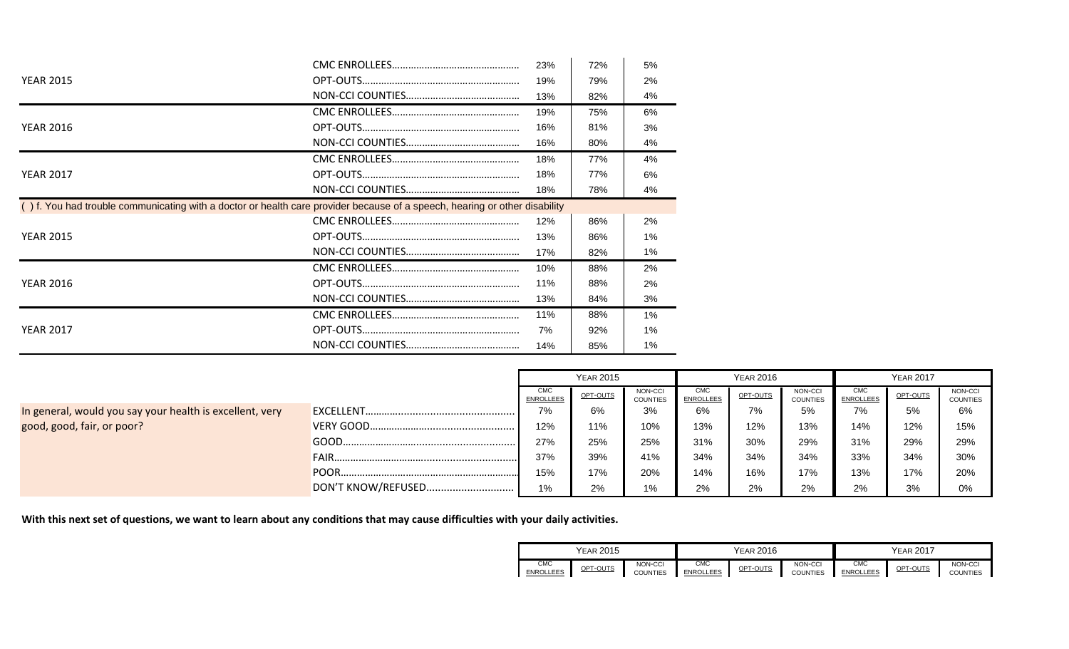| | | | | |
|---|---|---|---|---|
| YEAR 2015 | CMC ENROLLEES | 23% | 72% | 5% |
| | OPT-OUTS | 19% | 79% | 2% |
| | NON-CCI COUNTIES | 13% | 82% | 4% |
| YEAR 2016 | CMC ENROLLEES | 19% | 75% | 6% |
| | OPT-OUTS | 16% | 81% | 3% |
| | NON-CCI COUNTIES | 16% | 80% | 4% |
| YEAR 2017 | CMC ENROLLEES | 18% | 77% | 4% |
| | OPT-OUTS | 18% | 77% | 6% |
| | NON-CCI COUNTIES | 18% | 78% | 4% |
| ( ) f. You had trouble communicating with a doctor or health care provider because of a speech, hearing or other disability | | | | |
| YEAR 2015 | CMC ENROLLEES | 12% | 86% | 2% |
| | OPT-OUTS | 13% | 86% | 1% |
| | NON-CCI COUNTIES | 17% | 82% | 1% |
| YEAR 2016 | CMC ENROLLEES | 10% | 88% | 2% |
| | OPT-OUTS | 11% | 88% | 2% |
| | NON-CCI COUNTIES | 13% | 84% | 3% |
| YEAR 2017 | CMC ENROLLEES | 11% | 88% | 1% |
| | OPT-OUTS | 7% | 92% | 1% |
| | NON-CCI COUNTIES | 14% | 85% | 1% |

| | | YEAR 2015 | | | YEAR 2016 | | | YEAR 2017 | | |
|---|---|---|---|---|---|---|---|---|---|---|
| | | CMC ENROLLEES | OPT-OUTS | NON-CCI COUNTIES | CMC ENROLLEES | OPT-OUTS | NON-CCI COUNTIES | CMC ENROLLEES | OPT-OUTS | NON-CCI COUNTIES |
| In general, would you say your health is excellent, very good, good, fair, or poor? | EXCELLENT | 7% | 6% | 3% | 6% | 7% | 5% | 7% | 5% | 6% |
| | VERY GOOD | 12% | 11% | 10% | 13% | 12% | 13% | 14% | 12% | 15% |
| | GOOD | 27% | 25% | 25% | 31% | 30% | 29% | 31% | 29% | 29% |
| | FAIR | 37% | 39% | 41% | 34% | 34% | 34% | 33% | 34% | 30% |
| | POOR | 15% | 17% | 20% | 14% | 16% | 17% | 13% | 17% | 20% |
| | DON'T KNOW/REFUSED | 1% | 2% | 1% | 2% | 2% | 2% | 2% | 3% | 0% |

**With this next set of questions, we want to learn about any conditions that may cause difficulties with your daily activities.**

| YEAR 2015 | | | YEAR 2016 | | | YEAR 2017 | | |
|---|---|---|---|---|---|---|---|---|
| CMC ENROLLEES | OPT-OUTS | NON-CCI COUNTIES | CMC ENROLLEES | OPT-OUTS | NON-CCI COUNTIES | CMC ENROLLEES | OPT-OUTS | NON-CCI COUNTIES |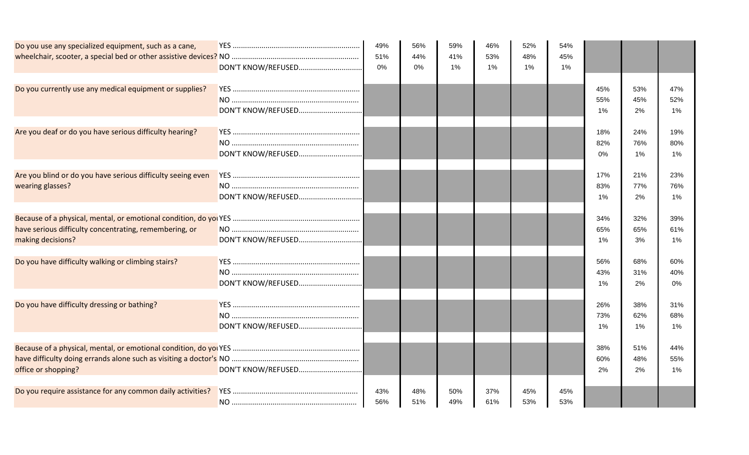| Question | Response | | | | | | | | | |
|---|---|---|---|---|---|---|---|---|---|---|
| Do you use any specialized equipment, such as a cane, wheelchair, scooter, a special bed or other assistive devices? | YES | 49% | 56% | 59% | 46% | 52% | 54% | | | |
| | NO | 51% | 44% | 41% | 53% | 48% | 45% | | | |
| | DON'T KNOW/REFUSED | 0% | 0% | 1% | 1% | 1% | 1% | | | |
| Do you currently use any medical equipment or supplies? | YES | | | | | | | 45% | 53% | 47% |
| | NO | | | | | | | 55% | 45% | 52% |
| | DON'T KNOW/REFUSED | | | | | | | 1% | 2% | 1% |
| Are you deaf or do you have serious difficulty hearing? | YES | | | | | | | 18% | 24% | 19% |
| | NO | | | | | | | 82% | 76% | 80% |
| | DON'T KNOW/REFUSED | | | | | | | 0% | 1% | 1% |
| Are you blind or do you have serious difficulty seeing even wearing glasses? | YES | | | | | | | 17% | 21% | 23% |
| | NO | | | | | | | 83% | 77% | 76% |
| | DON'T KNOW/REFUSED | | | | | | | 1% | 2% | 1% |
| Because of a physical, mental, or emotional condition, do you have serious difficulty concentrating, remembering, or making decisions? | YES | | | | | | | 34% | 32% | 39% |
| | NO | | | | | | | 65% | 65% | 61% |
| | DON'T KNOW/REFUSED | | | | | | | 1% | 3% | 1% |
| Do you have difficulty walking or climbing stairs? | YES | | | | | | | 56% | 68% | 60% |
| | NO | | | | | | | 43% | 31% | 40% |
| | DON'T KNOW/REFUSED | | | | | | | 1% | 2% | 0% |
| Do you have difficulty dressing or bathing? | YES | | | | | | | 26% | 38% | 31% |
| | NO | | | | | | | 73% | 62% | 68% |
| | DON'T KNOW/REFUSED | | | | | | | 1% | 1% | 1% |
| Because of a physical, mental, or emotional condition, do you have difficulty doing errands alone such as visiting a doctor's office or shopping? | YES | | | | | | | 38% | 51% | 44% |
| | NO | | | | | | | 60% | 48% | 55% |
| | DON'T KNOW/REFUSED | | | | | | | 2% | 2% | 1% |
| Do you require assistance for any common daily activities? | YES | 43% | 48% | 50% | 37% | 45% | 45% | | | |
| | NO | 56% | 51% | 49% | 61% | 53% | 53% | | | |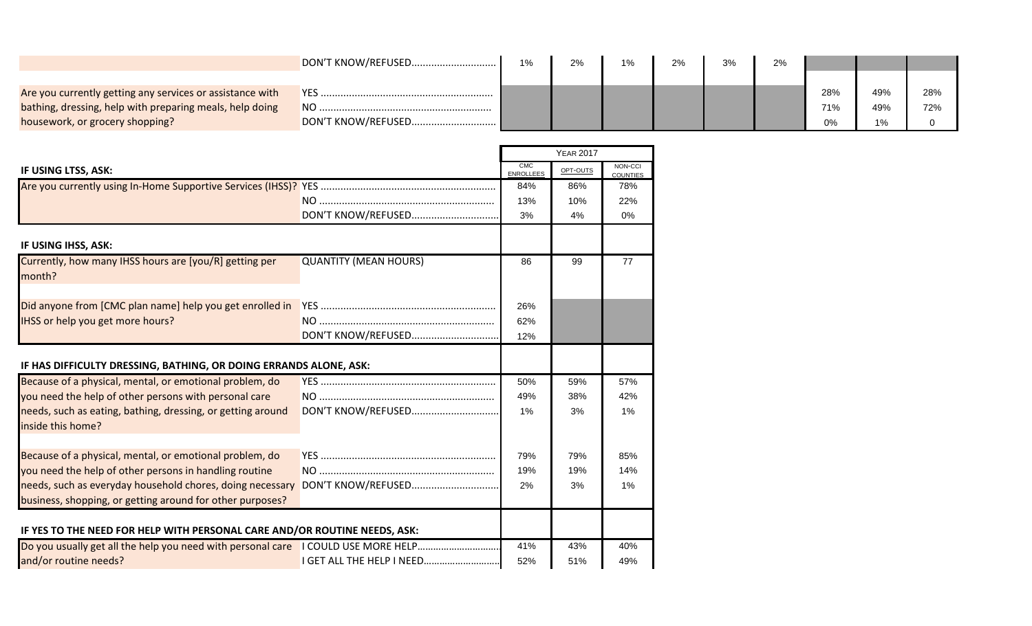| | | | | | | | | | | |
|---|---|---|---|---|---|---|---|---|---|---|
| | DON'T KNOW/REFUSED | 1% | 2% | 1% | 2% | 3% | 2% | | | |
| Are you currently getting any services or assistance with bathing, dressing, help with preparing meals, help doing housework, or grocery shopping? | YES | | | | | | | 28% | 49% | 28% |
| | NO | | | | | | | 71% | 49% | 72% |
| | DON'T KNOW/REFUSED | | | | | | | 0% | 1% | 0 |

| | | YEAR 2017 | | |
|---|---|---|---|---|
| **IF USING LTSS, ASK:** | | CMC ENROLLEES | OPT-OUTS | NON-CCI COUNTIES |
| Are you currently using In-Home Supportive Services (IHSS)? | YES | 84% | 86% | 78% |
| | NO | 13% | 10% | 22% |
| | DON'T KNOW/REFUSED | 3% | 4% | 0% |
| **IF USING IHSS, ASK:** | | | | |
| Currently, how many IHSS hours are [you/R] getting per month? | QUANTITY (MEAN HOURS) | 86 | 99 | 77 |
| Did anyone from [CMC plan name] help you get enrolled in IHSS or help you get more hours? | YES | 26% | | |
| | NO | 62% | | |
| | DON'T KNOW/REFUSED | 12% | | |
| **IF HAS DIFFICULTY DRESSING, BATHING, OR DOING ERRANDS ALONE, ASK:** | | | | |
| Because of a physical, mental, or emotional problem, do you need the help of other persons with personal care needs, such as eating, bathing, dressing, or getting around inside this home? | YES | 50% | 59% | 57% |
| | NO | 49% | 38% | 42% |
| | DON'T KNOW/REFUSED | 1% | 3% | 1% |
| Because of a physical, mental, or emotional problem, do you need the help of other persons in handling routine needs, such as everyday household chores, doing necessary business, shopping, or getting around for other purposes? | YES | 79% | 79% | 85% |
| | NO | 19% | 19% | 14% |
| | DON'T KNOW/REFUSED | 2% | 3% | 1% |
| **IF YES TO THE NEED FOR HELP WITH PERSONAL CARE AND/OR ROUTINE NEEDS, ASK:** | | | | |
| Do you usually get all the help you need with personal care and/or routine needs? | I COULD USE MORE HELP | 41% | 43% | 40% |
| | I GET ALL THE HELP I NEED | 52% | 51% | 49% |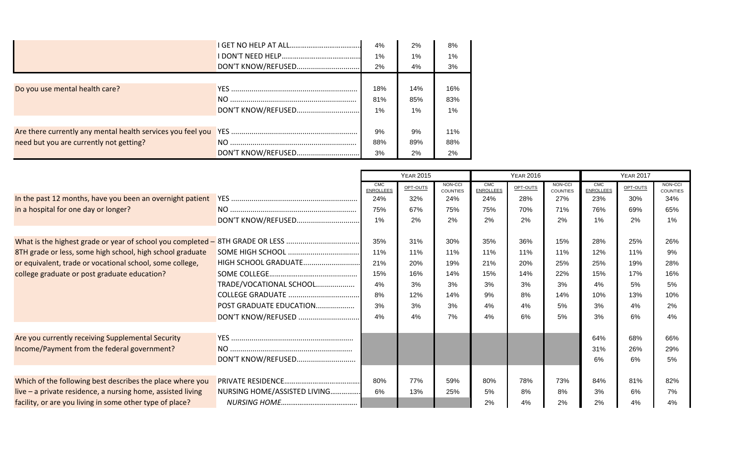| | | | | |
|---|---|---|---|---|
| | I GET NO HELP AT ALL | 4% | 2% | 8% |
| | I DON'T NEED HELP | 1% | 1% | 1% |
| | DON'T KNOW/REFUSED | 2% | 4% | 3% |
| Do you use mental health care? | YES | 18% | 14% | 16% |
| | NO | 81% | 85% | 83% |
| | DON'T KNOW/REFUSED | 1% | 1% | 1% |
| Are there currently any mental health services you feel you need but you are currently not getting? | YES | 9% | 9% | 11% |
| | NO | 88% | 89% | 88% |
| | DON'T KNOW/REFUSED | 3% | 2% | 2% |

| | | YEAR 2015 | | | YEAR 2016 | | | YEAR 2017 | | |
|---|---|---|---|---|---|---|---|---|---|---|
| | | CMC ENROLLEES | OPT-OUTS | NON-CCI COUNTIES | CMC ENROLLEES | OPT-OUTS | NON-CCI COUNTIES | CMC ENROLLEES | OPT-OUTS | NON-CCI COUNTIES |
| In the past 12 months, have you been an overnight patient in a hospital for one day or longer? | YES | 24% | 32% | 24% | 24% | 28% | 27% | 23% | 30% | 34% |
| | NO | 75% | 67% | 75% | 75% | 70% | 71% | 76% | 69% | 65% |
| | DON'T KNOW/REFUSED | 1% | 2% | 2% | 2% | 2% | 2% | 1% | 2% | 1% |
| What is the highest grade or year of school you completed – 8TH grade or less, some high school, high school graduate or equivalent, trade or vocational school, some college, college graduate or post graduate education? | 8TH GRADE OR LESS | 35% | 31% | 30% | 35% | 36% | 15% | 28% | 25% | 26% |
| | SOME HIGH SCHOOL | 11% | 11% | 11% | 11% | 11% | 11% | 12% | 11% | 9% |
| | HIGH SCHOOL GRADUATE | 21% | 20% | 19% | 21% | 20% | 25% | 25% | 19% | 28% |
| | SOME COLLEGE | 15% | 16% | 14% | 15% | 14% | 22% | 15% | 17% | 16% |
| | TRADE/VOCATIONAL SCHOOL | 4% | 3% | 3% | 3% | 3% | 3% | 4% | 5% | 5% |
| | COLLEGE GRADUATE | 8% | 12% | 14% | 9% | 8% | 14% | 10% | 13% | 10% |
| | POST GRADUATE EDUCATION | 3% | 3% | 3% | 4% | 4% | 5% | 3% | 4% | 2% |
| | DON'T KNOW/REFUSED | 4% | 4% | 7% | 4% | 6% | 5% | 3% | 6% | 4% |
| Are you currently receiving Supplemental Security Income/Payment from the federal government? | YES | | | | | | | 64% | 68% | 66% |
| | NO | | | | | | | 31% | 26% | 29% |
| | DON'T KNOW/REFUSED | | | | | | | 6% | 6% | 5% |
| Which of the following best describes the place where you live – a private residence, a nursing home, assisted living facility, or are you living in some other type of place? | PRIVATE RESIDENCE | 80% | 77% | 59% | 80% | 78% | 73% | 84% | 81% | 82% |
| | NURSING HOME/ASSISTED LIVING | 6% | 13% | 25% | 5% | 8% | 8% | 3% | 6% | 7% |
| | *NURSING HOME* | | | | 2% | 4% | 2% | 2% | 4% | 4% |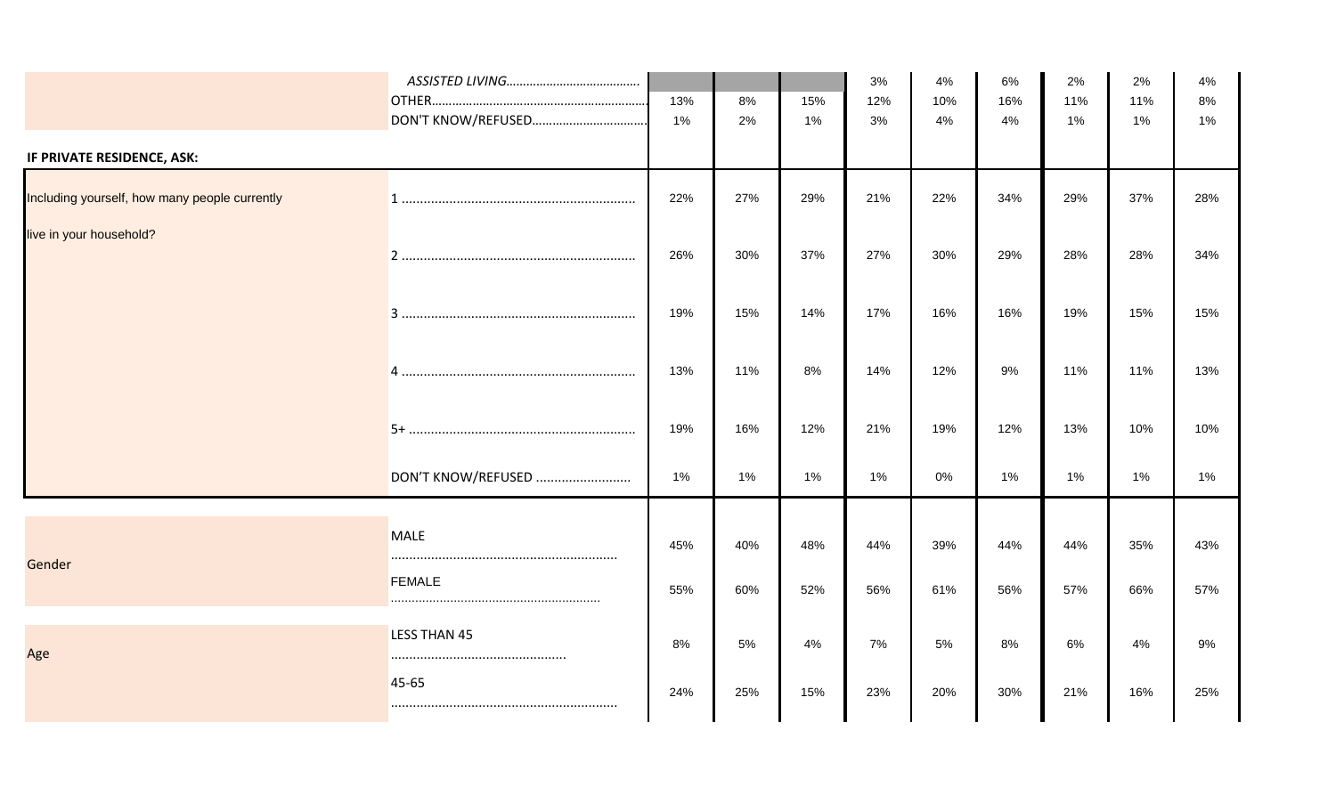| | | | | | | | | | | |
|---|---|---|---|---|---|---|---|---|---|---|
| | *ASSISTED LIVING.........................................* | | | | 3% | 4% | 6% | 2% | 2% | 4% |
| | OTHER................................................................ | 13% | 8% | 15% | 12% | 10% | 16% | 11% | 11% | 8% |
| | DON'T KNOW/REFUSED.................................. | 1% | 2% | 1% | 3% | 4% | 4% | 1% | 1% | 1% |
| **IF PRIVATE RESIDENCE, ASK:** | | | | | | | | | | |
| Including yourself, how many people currently live in your household? | 1 ................................................................ | 22% | 27% | 29% | 21% | 22% | 34% | 29% | 37% | 28% |
| | 2 ................................................................ | 26% | 30% | 37% | 27% | 30% | 29% | 28% | 28% | 34% |
| | 3 ................................................................ | 19% | 15% | 14% | 17% | 16% | 16% | 19% | 15% | 15% |
| | 4 ................................................................ | 13% | 11% | 8% | 14% | 12% | 9% | 11% | 11% | 13% |
| | 5+ .............................................................. | 19% | 16% | 12% | 21% | 19% | 12% | 13% | 10% | 10% |
| | DON'T KNOW/REFUSED .......................... | 1% | 1% | 1% | 1% | 0% | 1% | 1% | 1% | 1% |
| Gender | MALE ............................................................. | 45% | 40% | 48% | 44% | 39% | 44% | 44% | 35% | 43% |
| | FEMALE ........................................................... | 55% | 60% | 52% | 56% | 61% | 56% | 57% | 66% | 57% |
| Age | LESS THAN 45 ................................................ | 8% | 5% | 4% | 7% | 5% | 8% | 6% | 4% | 9% |
| | 45-65 ............................................................. | 24% | 25% | 15% | 23% | 20% | 30% | 21% | 16% | 25% |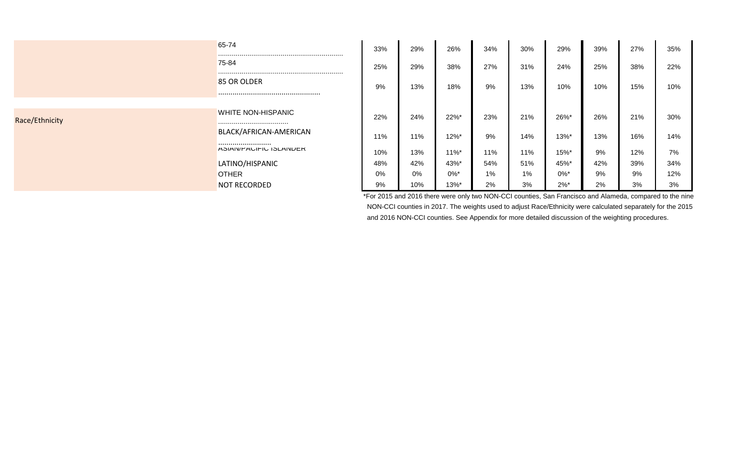| | | | | | | | | | | |
|---|---|---|---|---|---|---|---|---|---|---|
| | 65-74 | 33% | 29% | 26% | 34% | 30% | 29% | 39% | 27% | 35% |
| | 75-84 | 25% | 29% | 38% | 27% | 31% | 24% | 25% | 38% | 22% |
| | 85 OR OLDER | 9% | 13% | 18% | 9% | 13% | 10% | 10% | 15% | 10% |
| Race/Ethnicity | WHITE NON-HISPANIC | 22% | 24% | 22%* | 23% | 21% | 26%* | 26% | 21% | 30% |
| | BLACK/AFRICAN-AMERICAN | 11% | 11% | 12%* | 9% | 14% | 13%* | 13% | 16% | 14% |
| | ASIAN/PACIFIC ISLANDER | 10% | 13% | 11%* | 11% | 11% | 15%* | 9% | 12% | 7% |
| | LATINO/HISPANIC | 48% | 42% | 43%* | 54% | 51% | 45%* | 42% | 39% | 34% |
| | OTHER | 0% | 0% | 0%* | 1% | 1% | 0%* | 9% | 9% | 12% |
| | NOT RECORDED | 9% | 10% | 13%* | 2% | 3% | 2%* | 2% | 3% | 3% |

*For 2015 and 2016 there were only two NON-CCI counties, San Francisco and Alameda, compared to the nine NON-CCI counties in 2017. The weights used to adjust Race/Ethnicity were calculated separately for the 2015 and 2016 NON-CCI counties. See Appendix for more detailed discussion of the weighting procedures.